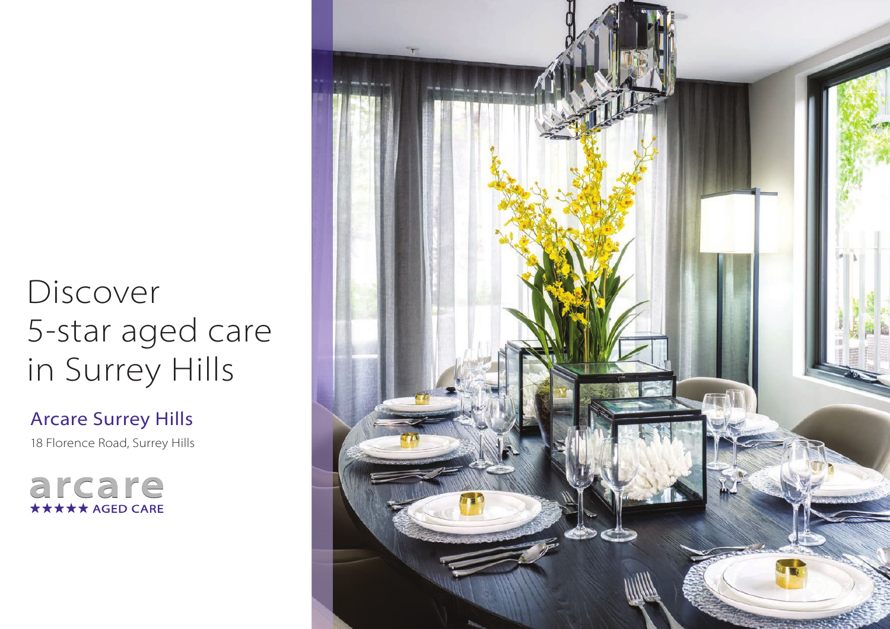# Discover 5-star aged care in Surrey Hills

## Arcare Surrey Hills

18 Florence Road, Surrey Hills

arcare
★★★★★ AGED CARE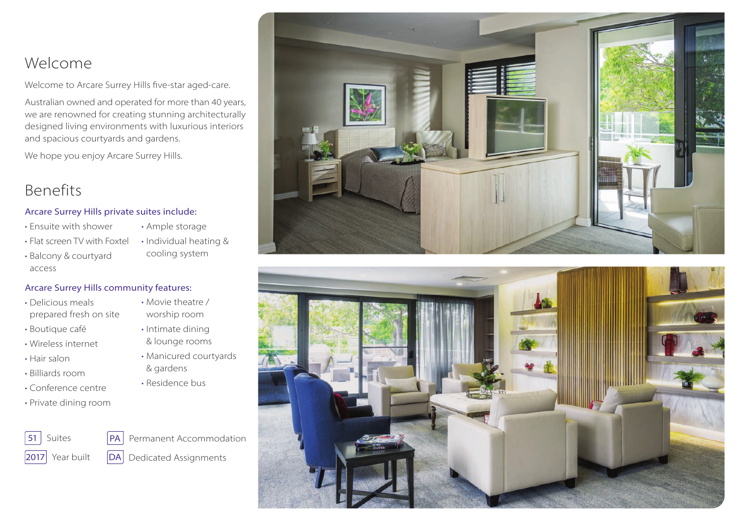# Welcome

Welcome to Arcare Surrey Hills five-star aged-care.

Australian owned and operated for more than 40 years, we are renowned for creating stunning architecturally designed living environments with luxurious interiors and spacious courtyards and gardens.

We hope you enjoy Arcare Surrey Hills.

# Benefits

### Arcare Surrey Hills private suites include:

- Ensuite with shower
- Flat screen TV with Foxtel
- Balcony & courtyard access
- Ample storage
- Individual heating & cooling system

### Arcare Surrey Hills community features:

- Delicious meals prepared fresh on site
- Boutique café
- Wireless internet
- Hair salon
- Billiards room
- Conference centre
- Private dining room
- Movie theatre / worship room
- Intimate dining & lounge rooms
- Manicured courtyards & gardens
- Residence bus

51 Suites

2017 Year built

PA Permanent Accommodation

DA Dedicated Assignments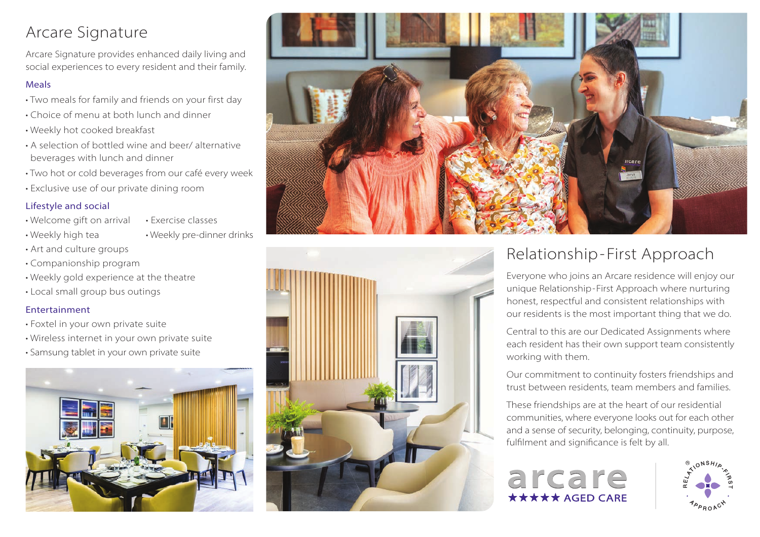# Arcare Signature

Arcare Signature provides enhanced daily living and social experiences to every resident and their family.

### Meals

- Two meals for family and friends on your first day
- Choice of menu at both lunch and dinner
- Weekly hot cooked breakfast
- A selection of bottled wine and beer/ alternative beverages with lunch and dinner
- Two hot or cold beverages from our café every week
- Exclusive use of our private dining room

### Lifestyle and social

- Welcome gift on arrival
- Weekly high tea
- Exercise classes
- Weekly pre-dinner drinks
- Art and culture groups
- Companionship program
- Weekly gold experience at the theatre
- Local small group bus outings

### Entertainment

- Foxtel in your own private suite
- Wireless internet in your own private suite
- Samsung tablet in your own private suite

# Relationship-First Approach

Everyone who joins an Arcare residence will enjoy our unique Relationship-First Approach where nurturing honest, respectful and consistent relationships with our residents is the most important thing that we do.

Central to this are our Dedicated Assignments where each resident has their own support team consistently working with them.

Our commitment to continuity fosters friendships and trust between residents, team members and families.

These friendships are at the heart of our residential communities, where everyone looks out for each other and a sense of security, belonging, continuity, purpose, fulfilment and significance is felt by all.

arcare ★★★★★ AGED CARE

RELATIONSHIP-FIRST APPROACH®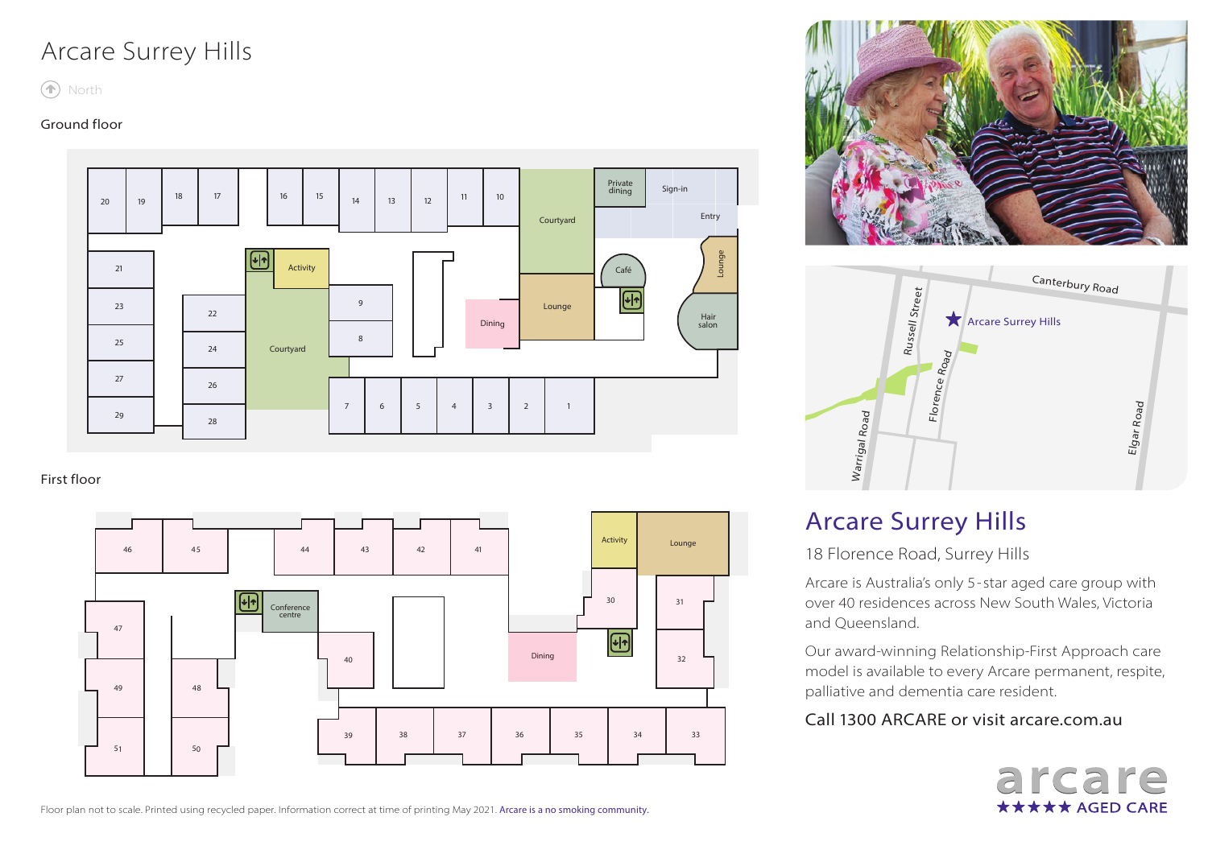# Arcare Surrey Hills

North

Ground floor

20 19 18 17 16 15 14 13 12 11 10 Courtyard Private dining Sign-in Entry

21 Activity Café Lounge

23 22 9 Dining Lounge Hair salon

25 24 Courtyard 8

27 26

29 28 7 6 5 4 3 2 1

First floor

46 45 44 43 42 41 Activity Lounge

47 Conference centre 30 31

49 48 40 Dining 32

51 50 39 38 37 36 35 34 33

Canterbury Road

Russell Street

Arcare Surrey Hills

Florence Road

Warrigal Road

Elgar Road

## Arcare Surrey Hills

18 Florence Road, Surrey Hills

Arcare is Australia's only 5-star aged care group with over 40 residences across New South Wales, Victoria and Queensland.

Our award-winning Relationship-First Approach care model is available to every Arcare permanent, respite, palliative and dementia care resident.

Call 1300 ARCARE or visit arcare.com.au

arcare
★★★★★ AGED CARE

Floor plan not to scale. Printed using recycled paper. Information correct at time of printing May 2021. Arcare is a no smoking community.